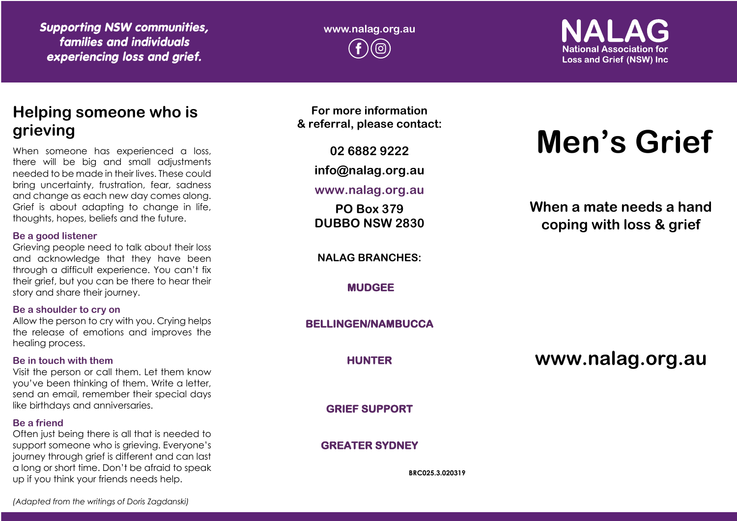*Supporting NSW communities, families and individuals experiencing loss and grief.*

www.nalag.org.au

**NALAG**
National Association for Loss and Grief (NSW) Inc

## Helping someone who is grieving

When someone has experienced a loss, there will be big and small adjustments needed to be made in their lives. These could bring uncertainty, frustration, fear, sadness and change as each new day comes along. Grief is about adapting to change in life, thoughts, hopes, beliefs and the future.

### Be a good listener

Grieving people need to talk about their loss and acknowledge that they have been through a difficult experience. You can't fix their grief, but you can be there to hear their story and share their journey.

### Be a shoulder to cry on

Allow the person to cry with you. Crying helps the release of emotions and improves the healing process.

### Be in touch with them

Visit the person or call them. Let them know you've been thinking of them. Write a letter, send an email, remember their special days like birthdays and anniversaries.

### Be a friend

Often just being there is all that is needed to support someone who is grieving. Everyone's journey through grief is different and can last a long or short time. Don't be afraid to speak up if you think your friends needs help.

*(Adapted from the writings of Doris Zagdanski)*

**For more information & referral, please contact:**

**02 6882 9222**

**info@nalag.org.au**

**www.nalag.org.au**

**PO Box 379**
**DUBBO NSW 2830**

**NALAG BRANCHES:**

**MUDGEE**

**BELLINGEN/NAMBUCCA**

**HUNTER**

**GRIEF SUPPORT**

**GREATER SYDNEY**

BRC025.3.020319

# Men's Grief

## When a mate needs a hand coping with loss & grief

**www.nalag.org.au**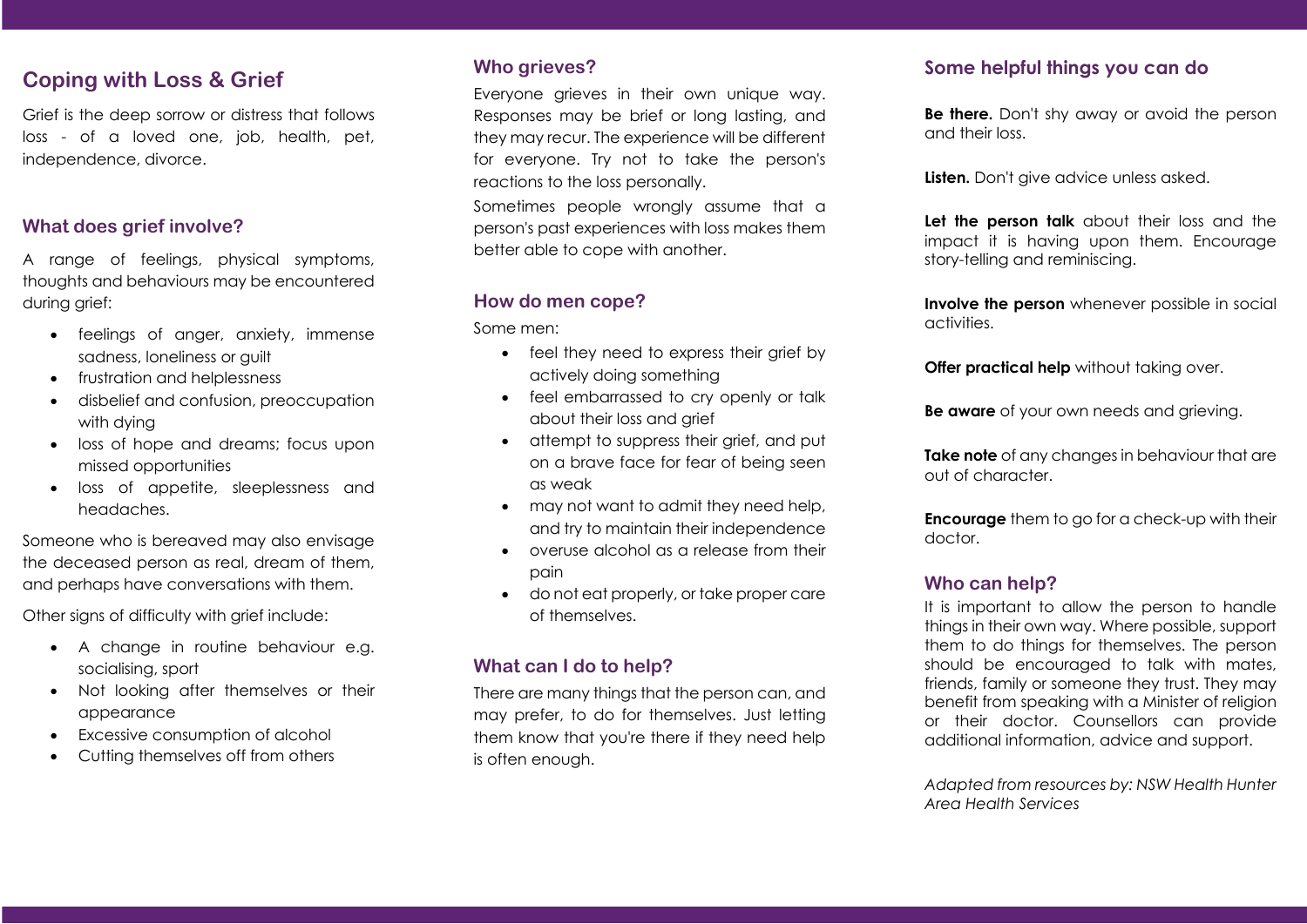## Coping with Loss & Grief

Grief is the deep sorrow or distress that follows loss - of a loved one, job, health, pet, independence, divorce.

### What does grief involve?

A range of feelings, physical symptoms, thoughts and behaviours may be encountered during grief:

- feelings of anger, anxiety, immense sadness, loneliness or guilt
- frustration and helplessness
- disbelief and confusion, preoccupation with dying
- loss of hope and dreams; focus upon missed opportunities
- loss of appetite, sleeplessness and headaches.

Someone who is bereaved may also envisage the deceased person as real, dream of them, and perhaps have conversations with them.

Other signs of difficulty with grief include:

- A change in routine behaviour e.g. socialising, sport
- Not looking after themselves or their appearance
- Excessive consumption of alcohol
- Cutting themselves off from others

### Who grieves?

Everyone grieves in their own unique way. Responses may be brief or long lasting, and they may recur. The experience will be different for everyone. Try not to take the person's reactions to the loss personally.

Sometimes people wrongly assume that a person's past experiences with loss makes them better able to cope with another.

### How do men cope?

Some men:

- feel they need to express their grief by actively doing something
- feel embarrassed to cry openly or talk about their loss and grief
- attempt to suppress their grief, and put on a brave face for fear of being seen as weak
- may not want to admit they need help, and try to maintain their independence
- overuse alcohol as a release from their pain
- do not eat properly, or take proper care of themselves.

### What can I do to help?

There are many things that the person can, and may prefer, to do for themselves. Just letting them know that you're there if they need help is often enough.

### Some helpful things you can do

**Be there.** Don't shy away or avoid the person and their loss.

**Listen.** Don't give advice unless asked.

**Let the person talk** about their loss and the impact it is having upon them. Encourage story-telling and reminiscing.

**Involve the person** whenever possible in social activities.

**Offer practical help** without taking over.

**Be aware** of your own needs and grieving.

**Take note** of any changes in behaviour that are out of character.

**Encourage** them to go for a check-up with their doctor.

### Who can help?

It is important to allow the person to handle things in their own way. Where possible, support them to do things for themselves. The person should be encouraged to talk with mates, friends, family or someone they trust. They may benefit from speaking with a Minister of religion or their doctor. Counsellors can provide additional information, advice and support.

*Adapted from resources by: NSW Health Hunter Area Health Services*